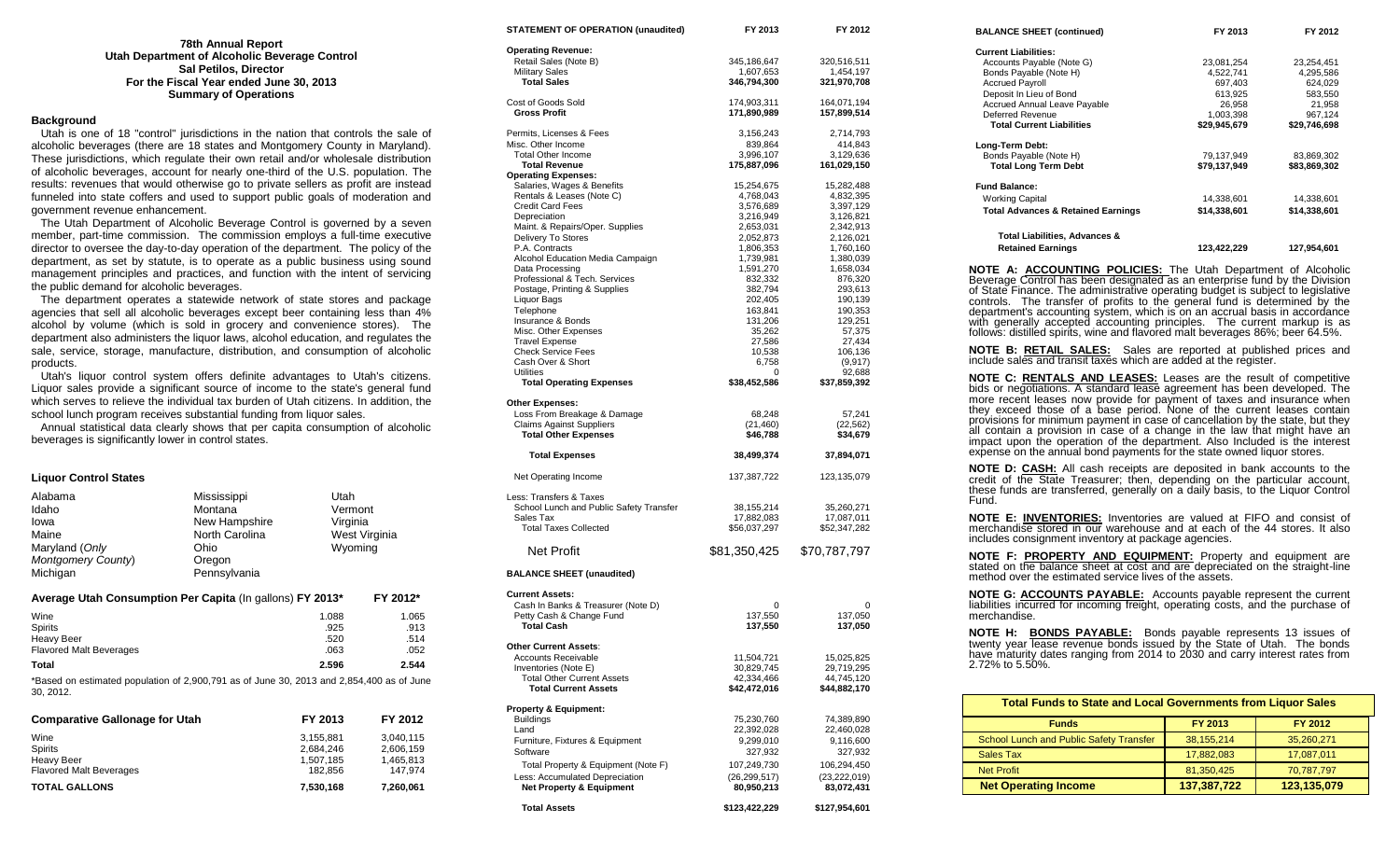# 78th Annual Report
## Utah Department of Alcoholic Beverage Control
### Sal Petilos, Director
### For the Fiscal Year ended June 30, 2013
### Summary of Operations

### Background

Utah is one of 18 "control" jurisdictions in the nation that controls the sale of alcoholic beverages (there are 18 states and Montgomery County in Maryland). These jurisdictions, which regulate their own retail and/or wholesale distribution of alcoholic beverages, account for nearly one-third of the U.S. population. The results: revenues that would otherwise go to private sellers as profit are instead funneled into state coffers and used to support public goals of moderation and government revenue enhancement.

The Utah Department of Alcoholic Beverage Control is governed by a seven member, part-time commission. The commission employs a full-time executive director to oversee the day-to-day operation of the department. The policy of the department, as set by statute, is to operate as a public business using sound management principles and practices, and function with the intent of servicing the public demand for alcoholic beverages.

The department operates a statewide network of state stores and package agencies that sell all alcoholic beverages except beer containing less than 4% alcohol by volume (which is sold in grocery and convenience stores). The department also administers the liquor laws, alcohol education, and regulates the sale, service, storage, manufacture, distribution, and consumption of alcoholic products.

Utah's liquor control system offers definite advantages to Utah's citizens. Liquor sales provide a significant source of income to the state's general fund which serves to relieve the individual tax burden of Utah citizens. In addition, the school lunch program receives substantial funding from liquor sales.

Annual statistical data clearly shows that per capita consumption of alcoholic beverages is significantly lower in control states.

### Liquor Control States

| | | |
|---|---|---|
| Alabama | Mississippi | Utah |
| Idaho | Montana | Vermont |
| Iowa | New Hampshire | Virginia |
| Maine | North Carolina | West Virginia |
| Maryland (*Only Montgomery County*) | Ohio | Wyoming |
| Michigan | Oregon | |
| | Pennsylvania | |

### Average Utah Consumption Per Capita (In gallons) FY 2013*

| | FY 2013* | FY 2012* |
|---|---|---|
| Wine | 1.088 | 1.065 |
| Spirits | .925 | .913 |
| Heavy Beer | .520 | .514 |
| Flavored Malt Beverages | .063 | .052 |
| **Total** | **2.596** | **2.544** |

*Based on estimated population of 2,900,791 as of June 30, 2013 and 2,854,400 as of June 30, 2012.

### Comparative Gallonage for Utah

| | FY 2013 | FY 2012 |
|---|---|---|
| Wine | 3,155,881 | 3,040,115 |
| Spirits | 2,684,246 | 2,606,159 |
| Heavy Beer | 1,507,185 | 1,465,813 |
| Flavored Malt Beverages | 182,856 | 147,974 |
| **TOTAL GALLONS** | **7,530,168** | **7,260,061** |

### STATEMENT OF OPERATION (unaudited)

| | FY 2013 | FY 2012 |
|---|---|---|
| **Operating Revenue:** | | |
| Retail Sales (Note B) | 345,186,647 | 320,516,511 |
| Military Sales | 1,607,653 | 1,454,197 |
| **Total Sales** | **346,794,300** | **321,970,708** |
| Cost of Goods Sold | 174,903,311 | 164,071,194 |
| **Gross Profit** | **171,890,989** | **157,899,514** |
| Permits, Licenses & Fees | 3,156,243 | 2,714,793 |
| Misc. Other Income | 839,864 | 414,843 |
| Total Other Income | 3,996,107 | 3,129,636 |
| **Total Revenue** | **175,887,096** | **161,029,150** |
| **Operating Expenses:** | | |
| Salaries, Wages & Benefits | 15,254,675 | 15,282,488 |
| Rentals & Leases (Note C) | 4,768,043 | 4,832,395 |
| Credit Card Fees | 3,576,689 | 3,397,129 |
| Depreciation | 3,216,949 | 3,126,821 |
| Maint. & Repairs/Oper. Supplies | 2,653,031 | 2,342,913 |
| Delivery To Stores | 2,052,873 | 2,126,021 |
| P.A. Contracts | 1,806,353 | 1,760,160 |
| Alcohol Education Media Campaign | 1,739,981 | 1,380,039 |
| Data Processing | 1,591,270 | 1,658,034 |
| Professional & Tech. Services | 832,332 | 876,320 |
| Postage, Printing & Supplies | 382,794 | 293,613 |
| Liquor Bags | 202,405 | 190,139 |
| Telephone | 163,841 | 190,353 |
| Insurance & Bonds | 131,206 | 129,251 |
| Misc. Other Expenses | 35,262 | 57,375 |
| Travel Expense | 27,586 | 27,434 |
| Check Service Fees | 10,538 | 106,136 |
| Cash Over & Short | 6,758 | (9,917) |
| Utilities | 0 | 92,688 |
| **Total Operating Expenses** | **$38,452,586** | **$37,859,392** |
| **Other Expenses:** | | |
| Loss From Breakage & Damage | 68,248 | 57,241 |
| Claims Against Suppliers | (21,460) | (22,562) |
| **Total Other Expenses** | **$46,788** | **$34,679** |
| **Total Expenses** | **38,499,374** | **37,894,071** |
| Net Operating Income | 137,387,722 | 123,135,079 |
| Less: Transfers & Taxes | | |
| School Lunch and Public Safety Transfer | 38,155,214 | 35,260,271 |
| Sales Tax | 17,882,083 | 17,087,011 |
| Total Taxes Collected | $56,037,297 | $52,347,282 |
| Net Profit | $81,350,425 | $70,787,797 |

### BALANCE SHEET (unaudited)

| | FY 2013 | FY 2012 |
|---|---|---|
| **Current Assets:** | | |
| Cash In Banks & Treasurer (Note D) | 0 | 0 |
| Petty Cash & Change Fund | 137,550 | 137,050 |
| **Total Cash** | **137,550** | **137,050** |
| **Other Current Assets:** | | |
| Accounts Receivable | 11,504,721 | 15,025,825 |
| Inventories (Note E) | 30,829,745 | 29,719,295 |
| Total Other Current Assets | 42,334,466 | 44,745,120 |
| **Total Current Assets** | **$42,472,016** | **$44,882,170** |
| **Property & Equipment:** | | |
| Buildings | 75,230,760 | 74,389,890 |
| Land | 22,392,028 | 22,460,028 |
| Furniture, Fixtures & Equipment | 9,299,010 | 9,116,600 |
| Software | 327,932 | 327,932 |
| Total Property & Equipment (Note F) | 107,249,730 | 106,294,450 |
| Less: Accumulated Depreciation | (26,299,517) | (23,222,019) |
| **Net Property & Equipment** | **80,950,213** | **83,072,431** |
| **Total Assets** | **$123,422,229** | **$127,954,601** |

### BALANCE SHEET (continued)

| | FY 2013 | FY 2012 |
|---|---|---|
| **Current Liabilities:** | | |
| Accounts Payable (Note G) | 23,081,254 | 23,254,451 |
| Bonds Payable (Note H) | 4,522,741 | 4,295,586 |
| Accrued Payroll | 697,403 | 624,029 |
| Deposit In Lieu of Bond | 613,925 | 583,550 |
| Accrued Annual Leave Payable | 26,958 | 21,958 |
| Deferred Revenue | 1,003,398 | 967,124 |
| **Total Current Liabilities** | **$29,945,679** | **$29,746,698** |
| **Long-Term Debt:** | | |
| Bonds Payable (Note H) | 79,137,949 | 83,869,302 |
| **Total Long Term Debt** | **$79,137,949** | **$83,869,302** |
| **Fund Balance:** | | |
| Working Capital | 14,338,601 | 14,338,601 |
| **Total Advances & Retained Earnings** | **$14,338,601** | **$14,338,601** |
| **Total Liabilities, Advances & Retained Earnings** | **123,422,229** | **127,954,601** |

**NOTE A: ACCOUNTING POLICIES:** The Utah Department of Alcoholic Beverage Control has been designated as an enterprise fund by the Division of State Finance. The administrative operating budget is subject to legislative controls. The transfer of profits to the general fund is determined by the department's accounting system, which is on an accrual basis in accordance with generally accepted accounting principles. The current markup is as follows: distilled spirits, wine and flavored malt beverages 86%; beer 64.5%.

**NOTE B: RETAIL SALES:** Sales are reported at published prices and include sales and transit taxes which are added at the register.

**NOTE C: RENTALS AND LEASES:** Leases are the result of competitive bids or negotiations. A standard lease agreement has been developed. The more recent leases now provide for payment of taxes and insurance when they exceed those of a base period. None of the current leases contain provisions for minimum payment in case of cancellation by the state, but they all contain a provision in case of a change in the law that might have an impact upon the operation of the department. Also Included is the interest expense on the annual bond payments for the state owned liquor stores.

**NOTE D: CASH:** All cash receipts are deposited in bank accounts to the credit of the State Treasurer; then, depending on the particular account, these funds are transferred, generally on a daily basis, to the Liquor Control Fund.

**NOTE E: INVENTORIES:** Inventories are valued at FIFO and consist of merchandise stored in our warehouse and at each of the 44 stores. It also includes consignment inventory at package agencies.

**NOTE F: PROPERTY AND EQUIPMENT:** Property and equipment are stated on the balance sheet at cost and are depreciated on the straight-line method over the estimated service lives of the assets.

**NOTE G: ACCOUNTS PAYABLE:** Accounts payable represent the current liabilities incurred for incoming freight, operating costs, and the purchase of merchandise.

**NOTE H: BONDS PAYABLE:** Bonds payable represents 13 issues of twenty year lease revenue bonds issued by the State of Utah. The bonds have maturity dates ranging from 2014 to 2030 and carry interest rates from 2.72% to 5.50%.

### Total Funds to State and Local Governments from Liquor Sales

| Funds | FY 2013 | FY 2012 |
|---|---|---|
| School Lunch and Public Safety Transfer | 38,155,214 | 35,260,271 |
| Sales Tax | 17,882,083 | 17,087,011 |
| Net Profit | 81,350,425 | 70,787,797 |
| **Net Operating Income** | **137,387,722** | **123,135,079** |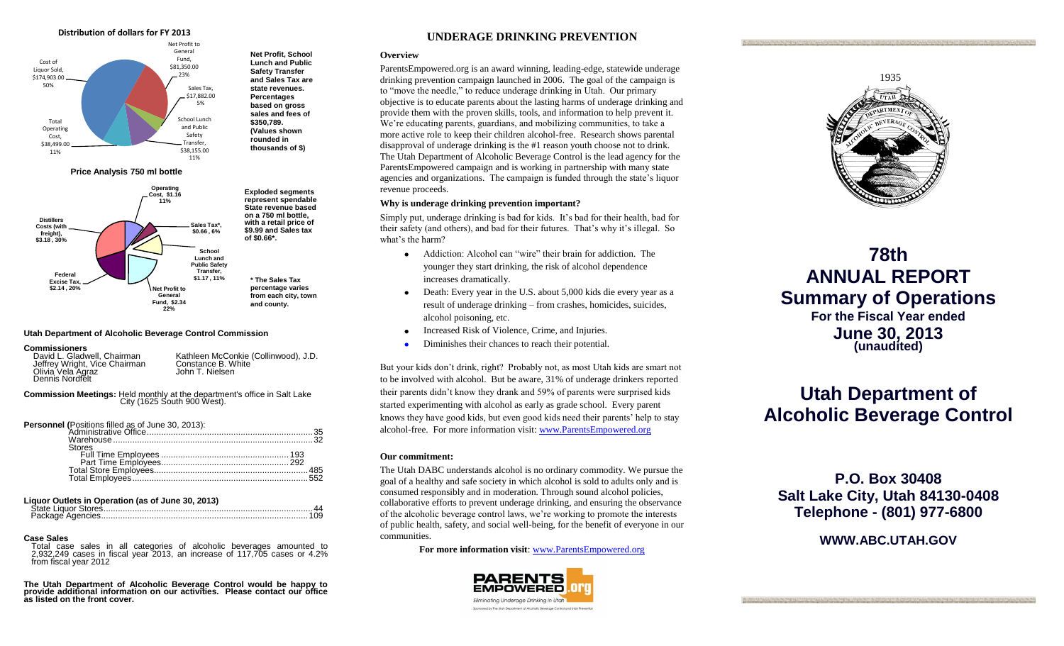**Distribution of dollars for FY 2013**

Cost of Liquor Sold, $174,903.00 50%

Net Profit to General Fund, $81,350.00 23%

Sales Tax, $17,882.00 5%

School Lunch and Public Safety Transfer, $38,155.00 11%

Total Operating Cost, $38,499.00 11%

**Net Profit, School Lunch and Public Safety Transfer and Sales Tax are state revenues. Percentages based on gross sales and fees of $350,789. (Values shown rounded in thousands of $)**

**Price Analysis 750 ml bottle**

**Operating Cost, $1.16 11%**

**Sales Tax*, $0.66 , 6%**

**School Lunch and Public Safety Transfer, $1.17 , 11%**

**Net Profit to General Fund, $2.34 22%**

**Federal Excise Tax, $2.14 , 20%**

**Distillers Costs (with freight), $3.18 , 30%**

**Exploded segments represent spendable State revenue based on a 750 ml bottle, with a retail price of $9.99 and Sales tax of $0.66*.**

**\* The Sales Tax percentage varies from each city, town and county.**

### Utah Department of Alcoholic Beverage Control Commission

**Commissioners**

| | |
|---|---|
| David L. Gladwell, Chairman | Kathleen McConkie (Collinwood), J.D. |
| Jeffrey Wright, Vice Chairman | Constance B. White |
| Olivia Vela Agraz | John T. Nielsen |
| Dennis Nordfelt | |

**Commission Meetings:** Held monthly at the department's office in Salt Lake City (1625 South 900 West).

**Personnel (**Positions filled as of June 30, 2013):

| | |
|---|---|
| Administrative Office | 35 |
| Warehouse | 32 |
| Stores | |
| Full Time Employees | 193 |
| Part Time Employees | 292 |
| Total Store Employees | 485 |
| Total Employees | 552 |

**Liquor Outlets in Operation (as of June 30, 2013)**

| | |
|---|---|
| State Liquor Stores | 44 |
| Package Agencies | 109 |

**Case Sales**

Total case sales in all categories of alcoholic beverages amounted to 2,932,249 cases in fiscal year 2013, an increase of 117,705 cases or 4.2% from fiscal year 2012

**The Utah Department of Alcoholic Beverage Control would be happy to provide additional information on our activities. Please contact our office as listed on the front cover.**

## UNDERAGE DRINKING PREVENTION

**Overview**

ParentsEmpowered.org is an award winning, leading-edge, statewide underage drinking prevention campaign launched in 2006. The goal of the campaign is to "move the needle," to reduce underage drinking in Utah. Our primary objective is to educate parents about the lasting harms of underage drinking and provide them with the proven skills, tools, and information to help prevent it. We're educating parents, guardians, and mobilizing communities, to take a more active role to keep their children alcohol-free. Research shows parental disapproval of underage drinking is the #1 reason youth choose not to drink. The Utah Department of Alcoholic Beverage Control is the lead agency for the ParentsEmpowered campaign and is working in partnership with many state agencies and organizations. The campaign is funded through the state's liquor revenue proceeds.

**Why is underage drinking prevention important?**

Simply put, underage drinking is bad for kids. It's bad for their health, bad for their safety (and others), and bad for their futures. That's why it's illegal. So what's the harm?

- Addiction: Alcohol can "wire" their brain for addiction. The younger they start drinking, the risk of alcohol dependence increases dramatically.
- Death: Every year in the U.S. about 5,000 kids die every year as a result of underage drinking – from crashes, homicides, suicides, alcohol poisoning, etc.
- Increased Risk of Violence, Crime, and Injuries.
- Diminishes their chances to reach their potential.

But your kids don't drink, right? Probably not, as most Utah kids are smart not to be involved with alcohol. But be aware, 31% of underage drinkers reported their parents didn't know they drank and 59% of parents were surprised kids started experimenting with alcohol as early as grade school. Every parent knows they have good kids, but even good kids need their parents' help to stay alcohol-free. For more information visit: www.ParentsEmpowered.org

**Our commitment:**

The Utah DABC understands alcohol is no ordinary commodity. We pursue the goal of a healthy and safe society in which alcohol is sold to adults only and is consumed responsibly and in moderation. Through sound alcohol policies, collaborative efforts to prevent underage drinking, and ensuring the observance of the alcoholic beverage control laws, we're working to promote the interests of public health, safety, and social well-being, for the benefit of everyone in our communities.

**For more information visit**: www.ParentsEmpowered.org

PARENTS EMPOWERED .org

Eliminating Underage Drinking in Utah

Sponsored by The Utah Department of Alcoholic Beverage Control and Utah Prevention

1935

UTAH DEPARTMENT OF ALCOHOLIC BEVERAGE CONTROL

# 78th ANNUAL REPORT Summary of Operations

**For the Fiscal Year ended**

**June 30, 2013**
**(unaudited)**

# Utah Department of Alcoholic Beverage Control

**P.O. Box 30408**
**Salt Lake City, Utah 84130-0408**
**Telephone - (801) 977-6800**

**WWW.ABC.UTAH.GOV**